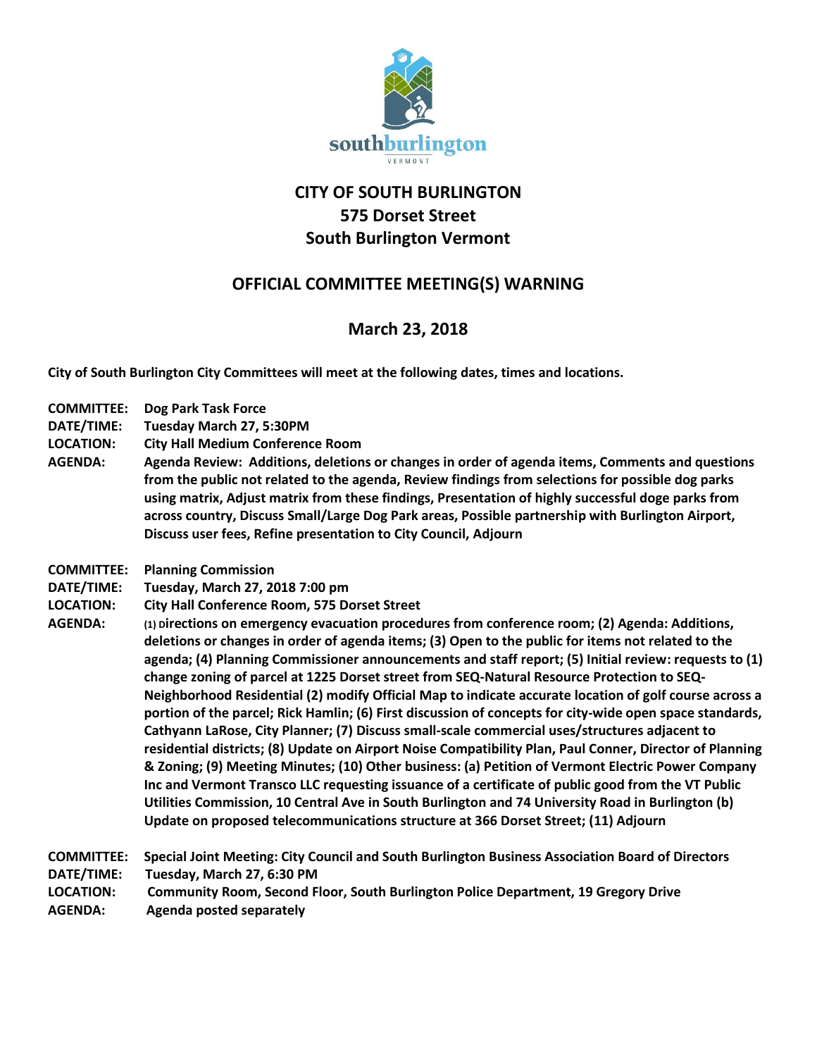southburlington
VERMONT

# CITY OF SOUTH BURLINGTON
# 575 Dorset Street
# South Burlington Vermont

## OFFICIAL COMMITTEE MEETING(S) WARNING

## March 23, 2018

**City of South Burlington City Committees will meet at the following dates, times and locations.**

**COMMITTEE:** Dog Park Task Force
**DATE/TIME:** Tuesday March 27, 5:30PM
**LOCATION:** City Hall Medium Conference Room
**AGENDA:** Agenda Review: Additions, deletions or changes in order of agenda items, Comments and questions from the public not related to the agenda, Review findings from selections for possible dog parks using matrix, Adjust matrix from these findings, Presentation of highly successful doge parks from across country, Discuss Small/Large Dog Park areas, Possible partnership with Burlington Airport, Discuss user fees, Refine presentation to City Council, Adjourn

**COMMITTEE:** Planning Commission
**DATE/TIME:** Tuesday, March 27, 2018 7:00 pm
**LOCATION:** City Hall Conference Room, 575 Dorset Street
**AGENDA:** (1) Directions on emergency evacuation procedures from conference room; (2) Agenda: Additions, deletions or changes in order of agenda items; (3) Open to the public for items not related to the agenda; (4) Planning Commissioner announcements and staff report; (5) Initial review: requests to (1) change zoning of parcel at 1225 Dorset street from SEQ-Natural Resource Protection to SEQ-Neighborhood Residential (2) modify Official Map to indicate accurate location of golf course across a portion of the parcel; Rick Hamlin; (6) First discussion of concepts for city-wide open space standards, Cathyann LaRose, City Planner; (7) Discuss small-scale commercial uses/structures adjacent to residential districts; (8) Update on Airport Noise Compatibility Plan, Paul Conner, Director of Planning & Zoning; (9) Meeting Minutes; (10) Other business: (a) Petition of Vermont Electric Power Company Inc and Vermont Transco LLC requesting issuance of a certificate of public good from the VT Public Utilities Commission, 10 Central Ave in South Burlington and 74 University Road in Burlington (b) Update on proposed telecommunications structure at 366 Dorset Street; (11) Adjourn

**COMMITTEE:** Special Joint Meeting: City Council and South Burlington Business Association Board of Directors
**DATE/TIME:** Tuesday, March 27, 6:30 PM
**LOCATION:** Community Room, Second Floor, South Burlington Police Department, 19 Gregory Drive
**AGENDA:** Agenda posted separately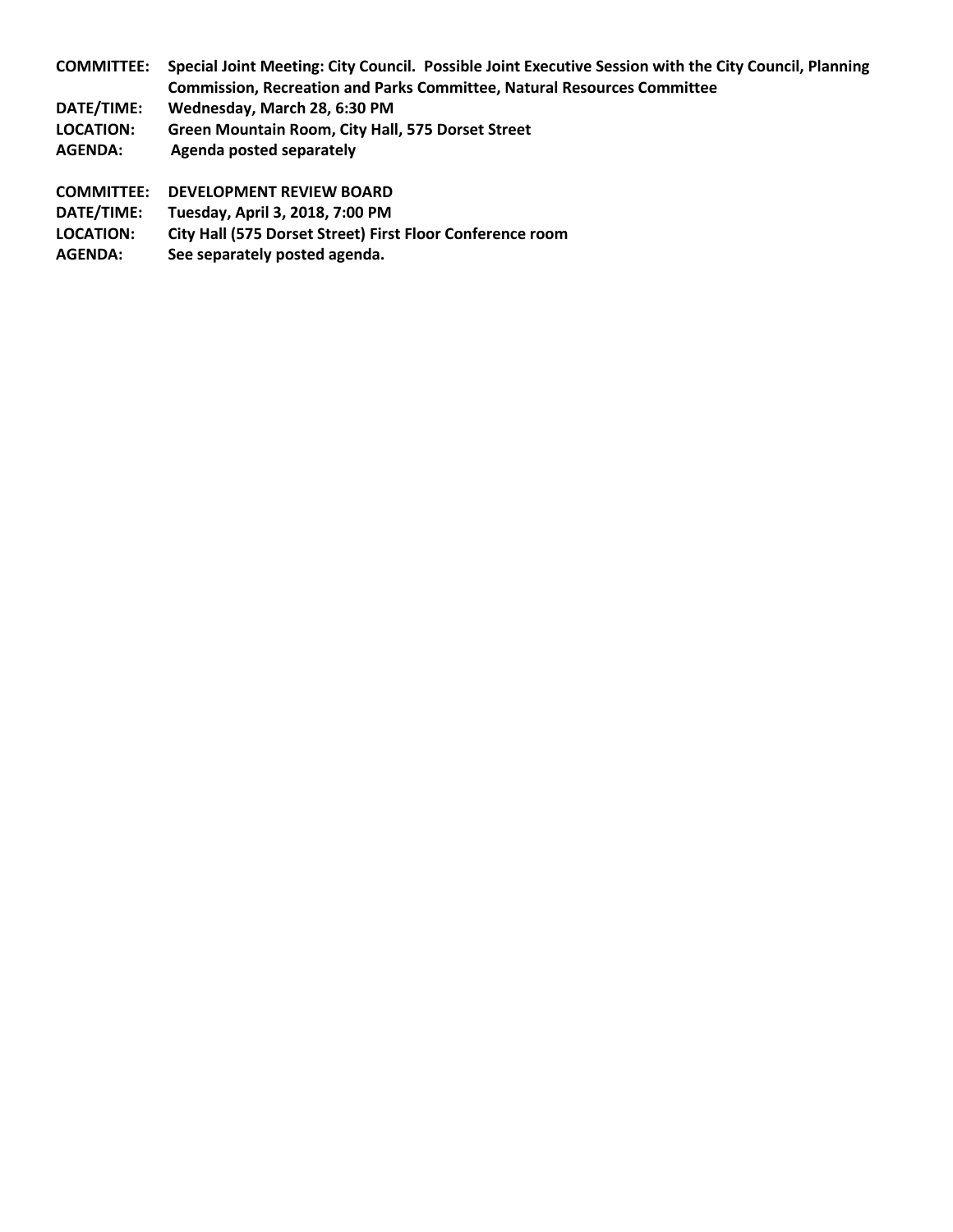**COMMITTEE:** **Special Joint Meeting: City Council. Possible Joint Executive Session with the City Council, Planning Commission, Recreation and Parks Committee, Natural Resources Committee**
**DATE/TIME:** **Wednesday, March 28, 6:30 PM**
**LOCATION:** **Green Mountain Room, City Hall, 575 Dorset Street**
**AGENDA:** **Agenda posted separately**

**COMMITTEE:** **DEVELOPMENT REVIEW BOARD**
**DATE/TIME:** **Tuesday, April 3, 2018, 7:00 PM**
**LOCATION:** **City Hall (575 Dorset Street) First Floor Conference room**
**AGENDA:** **See separately posted agenda.**